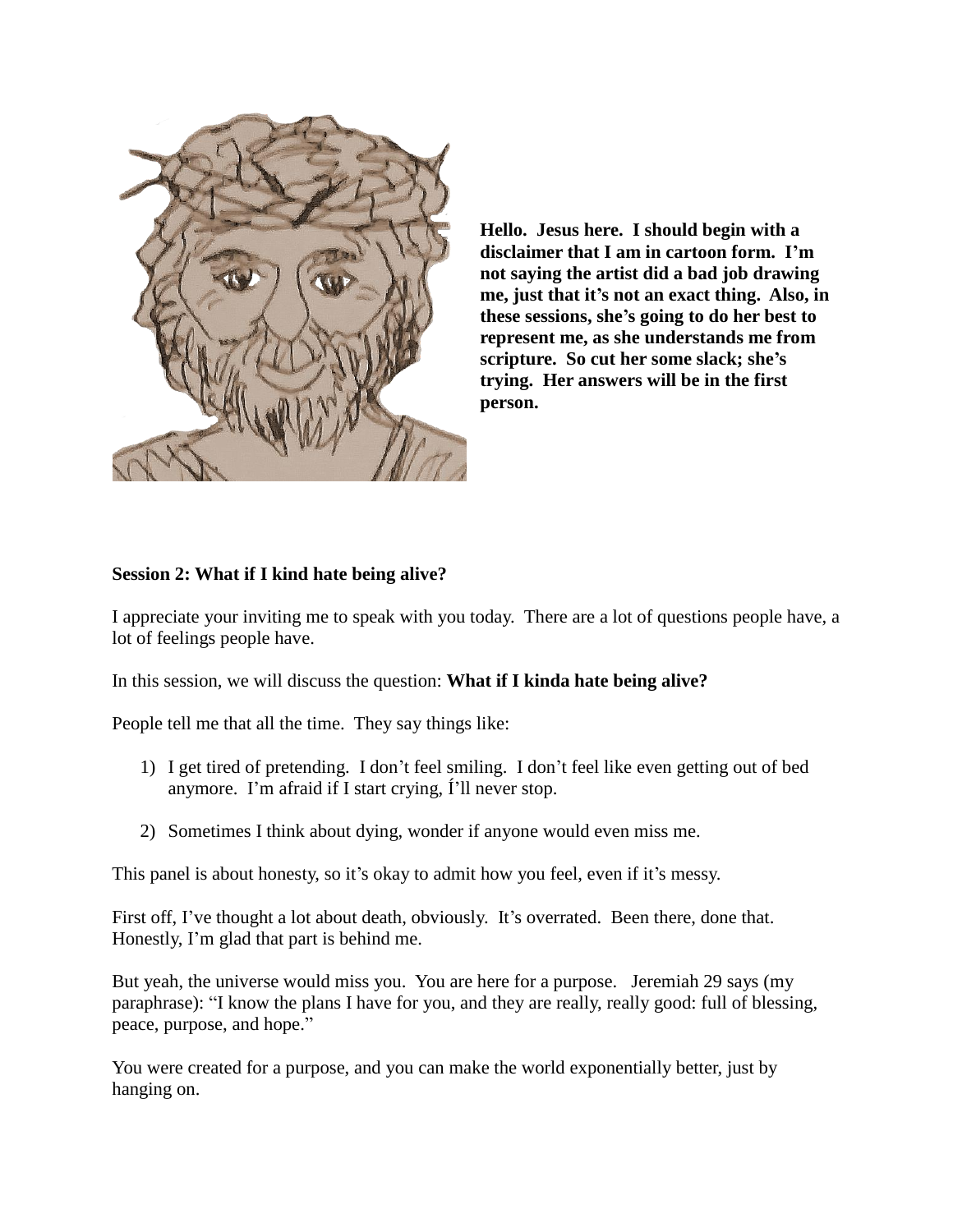**Hello. Jesus here. I should begin with a disclaimer that I am in cartoon form. I'm not saying the artist did a bad job drawing me, just that it's not an exact thing. Also, in these sessions, she's going to do her best to represent me, as she understands me from scripture. So cut her some slack; she's trying. Her answers will be in the first person.**

**Session 2: What if I kind hate being alive?**

I appreciate your inviting me to speak with you today. There are a lot of questions people have, a lot of feelings people have.

In this session, we will discuss the question: **What if I kinda hate being alive?**

People tell me that all the time. They say things like:

1) I get tired of pretending. I don't feel smiling. I don't feel like even getting out of bed anymore. I'm afraid if I start crying, Í'll never stop.

2) Sometimes I think about dying, wonder if anyone would even miss me.

This panel is about honesty, so it's okay to admit how you feel, even if it's messy.

First off, I've thought a lot about death, obviously. It's overrated. Been there, done that. Honestly, I'm glad that part is behind me.

But yeah, the universe would miss you. You are here for a purpose. Jeremiah 29 says (my paraphrase): "I know the plans I have for you, and they are really, really good: full of blessing, peace, purpose, and hope."

You were created for a purpose, and you can make the world exponentially better, just by hanging on.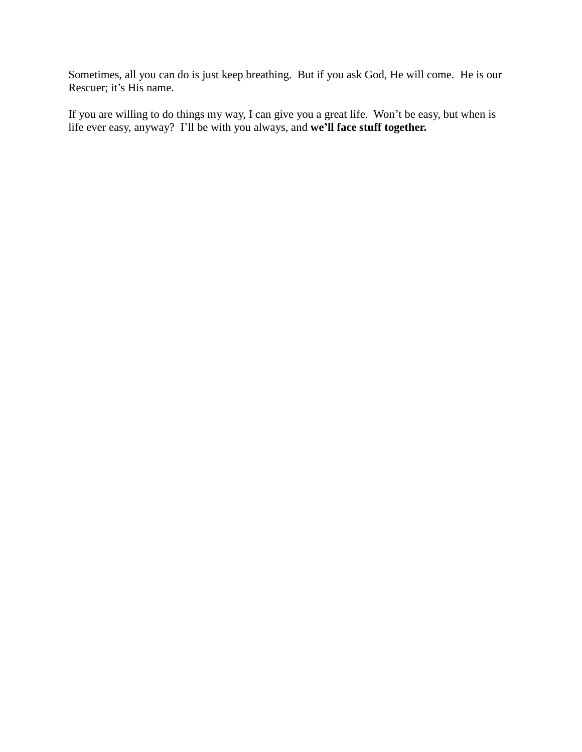Sometimes, all you can do is just keep breathing.  But if you ask God, He will come.  He is our Rescuer; it's His name.

If you are willing to do things my way, I can give you a great life.  Won't be easy, but when is life ever easy, anyway?  I'll be with you always, and **we'll face stuff together.**